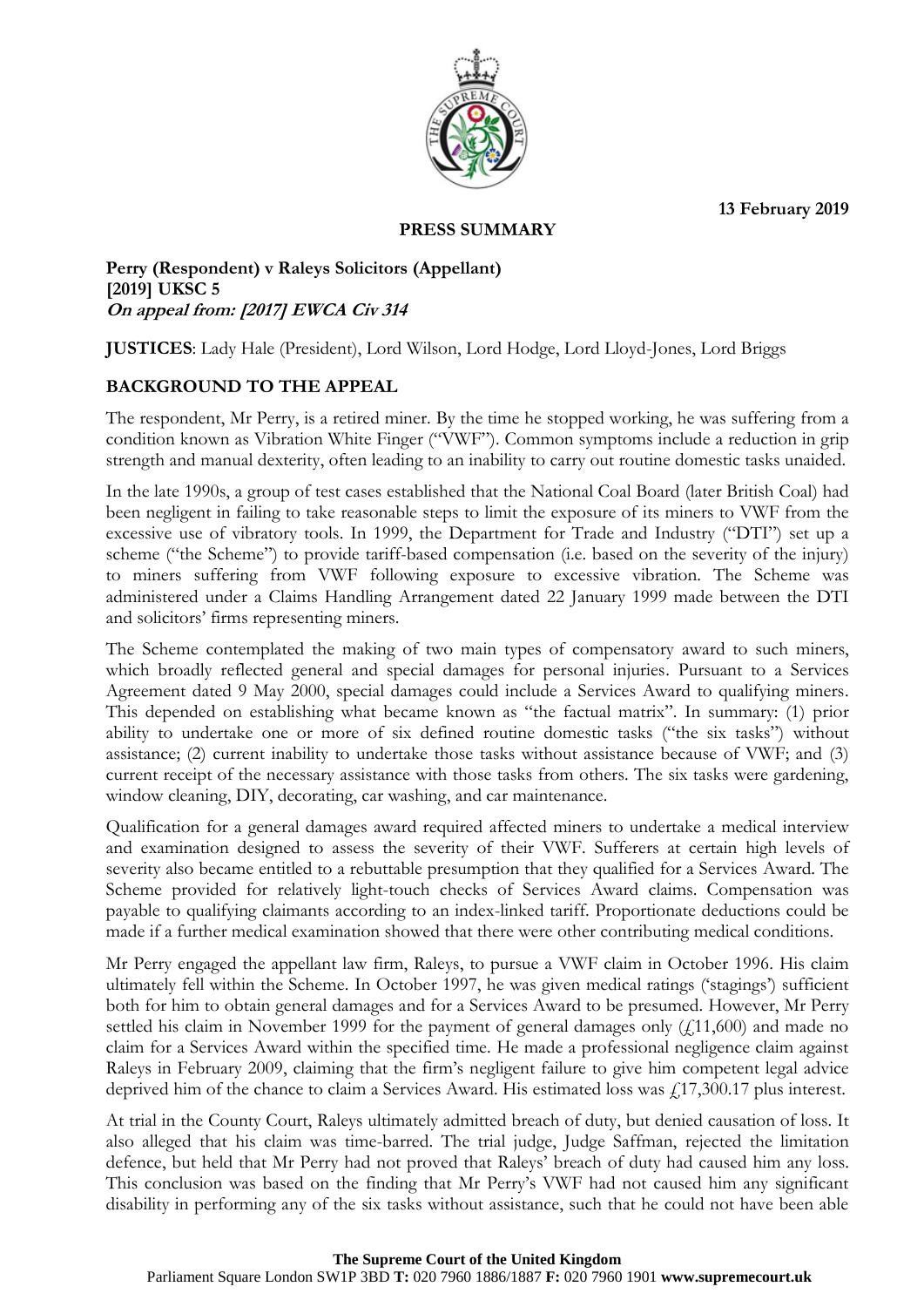13 February 2019

**PRESS SUMMARY**

**Perry (Respondent) v Raleys Solicitors (Appellant)**
**[2019] UKSC 5**
***On appeal from: [2017] EWCA Civ 314***

**JUSTICES**: Lady Hale (President), Lord Wilson, Lord Hodge, Lord Lloyd-Jones, Lord Briggs

## BACKGROUND TO THE APPEAL

The respondent, Mr Perry, is a retired miner. By the time he stopped working, he was suffering from a condition known as Vibration White Finger ("VWF"). Common symptoms include a reduction in grip strength and manual dexterity, often leading to an inability to carry out routine domestic tasks unaided.

In the late 1990s, a group of test cases established that the National Coal Board (later British Coal) had been negligent in failing to take reasonable steps to limit the exposure of its miners to VWF from the excessive use of vibratory tools. In 1999, the Department for Trade and Industry ("DTI") set up a scheme ("the Scheme") to provide tariff-based compensation (i.e. based on the severity of the injury) to miners suffering from VWF following exposure to excessive vibration. The Scheme was administered under a Claims Handling Arrangement dated 22 January 1999 made between the DTI and solicitors' firms representing miners.

The Scheme contemplated the making of two main types of compensatory award to such miners, which broadly reflected general and special damages for personal injuries. Pursuant to a Services Agreement dated 9 May 2000, special damages could include a Services Award to qualifying miners. This depended on establishing what became known as "the factual matrix". In summary: (1) prior ability to undertake one or more of six defined routine domestic tasks ("the six tasks") without assistance; (2) current inability to undertake those tasks without assistance because of VWF; and (3) current receipt of the necessary assistance with those tasks from others. The six tasks were gardening, window cleaning, DIY, decorating, car washing, and car maintenance.

Qualification for a general damages award required affected miners to undertake a medical interview and examination designed to assess the severity of their VWF. Sufferers at certain high levels of severity also became entitled to a rebuttable presumption that they qualified for a Services Award. The Scheme provided for relatively light-touch checks of Services Award claims. Compensation was payable to qualifying claimants according to an index-linked tariff. Proportionate deductions could be made if a further medical examination showed that there were other contributing medical conditions.

Mr Perry engaged the appellant law firm, Raleys, to pursue a VWF claim in October 1996. His claim ultimately fell within the Scheme. In October 1997, he was given medical ratings ('stagings') sufficient both for him to obtain general damages and for a Services Award to be presumed. However, Mr Perry settled his claim in November 1999 for the payment of general damages only (£11,600) and made no claim for a Services Award within the specified time. He made a professional negligence claim against Raleys in February 2009, claiming that the firm's negligent failure to give him competent legal advice deprived him of the chance to claim a Services Award. His estimated loss was £17,300.17 plus interest.

At trial in the County Court, Raleys ultimately admitted breach of duty, but denied causation of loss. It also alleged that his claim was time-barred. The trial judge, Judge Saffman, rejected the limitation defence, but held that Mr Perry had not proved that Raleys' breach of duty had caused him any loss. This conclusion was based on the finding that Mr Perry's VWF had not caused him any significant disability in performing any of the six tasks without assistance, such that he could not have been able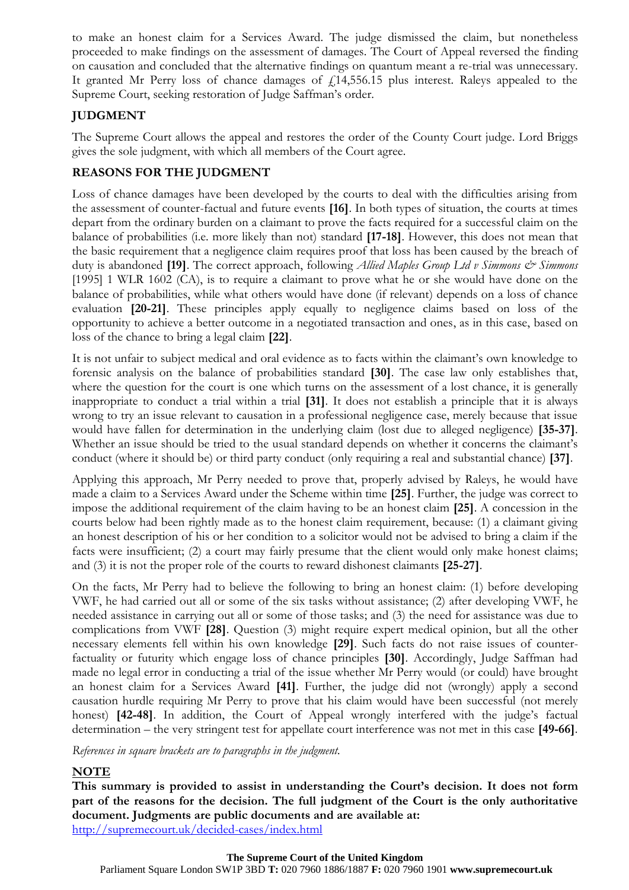to make an honest claim for a Services Award. The judge dismissed the claim, but nonetheless proceeded to make findings on the assessment of damages. The Court of Appeal reversed the finding on causation and concluded that the alternative findings on quantum meant a re-trial was unnecessary. It granted Mr Perry loss of chance damages of £14,556.15 plus interest. Raleys appealed to the Supreme Court, seeking restoration of Judge Saffman's order.

## JUDGMENT

The Supreme Court allows the appeal and restores the order of the County Court judge. Lord Briggs gives the sole judgment, with which all members of the Court agree.

## REASONS FOR THE JUDGMENT

Loss of chance damages have been developed by the courts to deal with the difficulties arising from the assessment of counter-factual and future events **[16]**. In both types of situation, the courts at times depart from the ordinary burden on a claimant to prove the facts required for a successful claim on the balance of probabilities (i.e. more likely than not) standard **[17-18]**. However, this does not mean that the basic requirement that a negligence claim requires proof that loss has been caused by the breach of duty is abandoned **[19]**. The correct approach, following *Allied Maples Group Ltd v Simmons & Simmons* [1995] 1 WLR 1602 (CA), is to require a claimant to prove what he or she would have done on the balance of probabilities, while what others would have done (if relevant) depends on a loss of chance evaluation **[20-21]**. These principles apply equally to negligence claims based on loss of the opportunity to achieve a better outcome in a negotiated transaction and ones, as in this case, based on loss of the chance to bring a legal claim **[22]**.

It is not unfair to subject medical and oral evidence as to facts within the claimant's own knowledge to forensic analysis on the balance of probabilities standard **[30]**. The case law only establishes that, where the question for the court is one which turns on the assessment of a lost chance, it is generally inappropriate to conduct a trial within a trial **[31]**. It does not establish a principle that it is always wrong to try an issue relevant to causation in a professional negligence case, merely because that issue would have fallen for determination in the underlying claim (lost due to alleged negligence) **[35-37]**. Whether an issue should be tried to the usual standard depends on whether it concerns the claimant's conduct (where it should be) or third party conduct (only requiring a real and substantial chance) **[37]**.

Applying this approach, Mr Perry needed to prove that, properly advised by Raleys, he would have made a claim to a Services Award under the Scheme within time **[25]**. Further, the judge was correct to impose the additional requirement of the claim having to be an honest claim **[25]**. A concession in the courts below had been rightly made as to the honest claim requirement, because: (1) a claimant giving an honest description of his or her condition to a solicitor would not be advised to bring a claim if the facts were insufficient; (2) a court may fairly presume that the client would only make honest claims; and (3) it is not the proper role of the courts to reward dishonest claimants **[25-27]**.

On the facts, Mr Perry had to believe the following to bring an honest claim: (1) before developing VWF, he had carried out all or some of the six tasks without assistance; (2) after developing VWF, he needed assistance in carrying out all or some of those tasks; and (3) the need for assistance was due to complications from VWF **[28]**. Question (3) might require expert medical opinion, but all the other necessary elements fell within his own knowledge **[29]**. Such facts do not raise issues of counter-factuality or futurity which engage loss of chance principles **[30]**. Accordingly, Judge Saffman had made no legal error in conducting a trial of the issue whether Mr Perry would (or could) have brought an honest claim for a Services Award **[41]**. Further, the judge did not (wrongly) apply a second causation hurdle requiring Mr Perry to prove that his claim would have been successful (not merely honest) **[42-48]**. In addition, the Court of Appeal wrongly interfered with the judge's factual determination – the very stringent test for appellate court interference was not met in this case **[49-66]**.

*References in square brackets are to paragraphs in the judgment.*

## NOTE

**This summary is provided to assist in understanding the Court's decision. It does not form part of the reasons for the decision. The full judgment of the Court is the only authoritative document. Judgments are public documents and are available at:**
http://supremecourt.uk/decided-cases/index.html